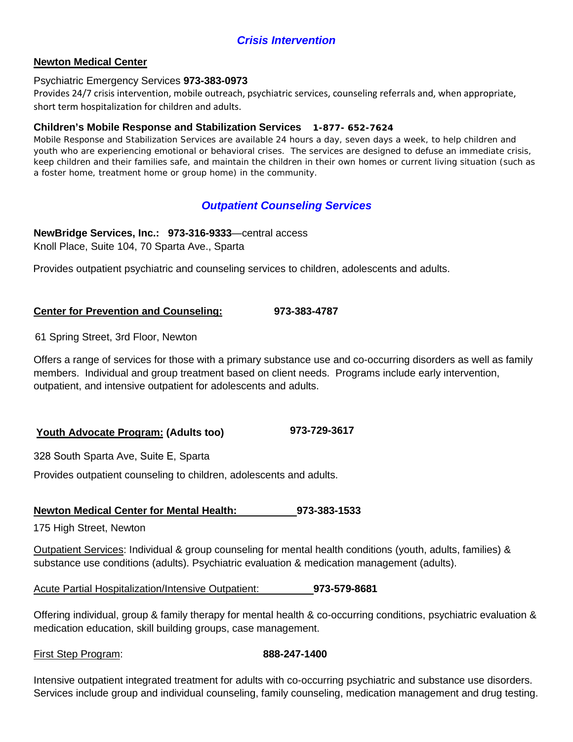## *Crisis Intervention*

**Newton Medical Center**

Psychiatric Emergency Services **973-383-0973**

Provides 24/7 crisis intervention, mobile outreach, psychiatric services, counseling referrals and, when appropriate, short term hospitalization for children and adults.

**Children's Mobile Response and Stabilization Services 1-877- 652-7624**

Mobile Response and Stabilization Services are available 24 hours a day, seven days a week, to help children and youth who are experiencing emotional or behavioral crises. The services are designed to defuse an immediate crisis, keep children and their families safe, and maintain the children in their own homes or current living situation (such as a foster home, treatment home or group home) in the community.

## *Outpatient Counseling Services*

**NewBridge Services, Inc.: 973-316-9333**—central access
Knoll Place, Suite 104, 70 Sparta Ave., Sparta

Provides outpatient psychiatric and counseling services to children, adolescents and adults.

**Center for Prevention and Counseling: 973-383-4787**

61 Spring Street, 3rd Floor, Newton

Offers a range of services for those with a primary substance use and co-occurring disorders as well as family members. Individual and group treatment based on client needs. Programs include early intervention, outpatient, and intensive outpatient for adolescents and adults.

**Youth Advocate Program: (Adults too) 973-729-3617**

328 South Sparta Ave, Suite E, Sparta

Provides outpatient counseling to children, adolescents and adults.

**Newton Medical Center for Mental Health: 973-383-1533**

175 High Street, Newton

Outpatient Services: Individual & group counseling for mental health conditions (youth, adults, families) & substance use conditions (adults). Psychiatric evaluation & medication management (adults).

Acute Partial Hospitalization/Intensive Outpatient: **973-579-8681**

Offering individual, group & family therapy for mental health & co-occurring conditions, psychiatric evaluation & medication education, skill building groups, case management.

First Step Program: **888-247-1400**

Intensive outpatient integrated treatment for adults with co-occurring psychiatric and substance use disorders. Services include group and individual counseling, family counseling, medication management and drug testing.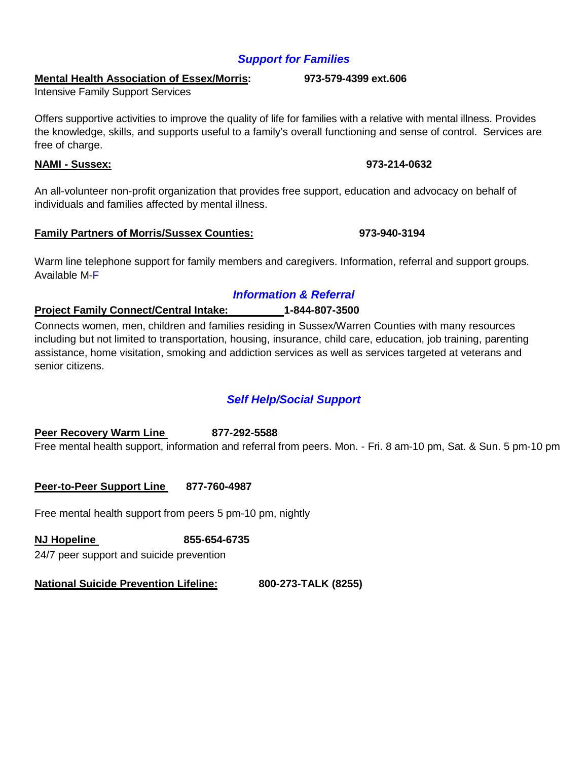## *Support for Families*

**Mental Health Association of Essex/Morris:** **973-579-4399 ext.606**

Intensive Family Support Services

Offers supportive activities to improve the quality of life for families with a relative with mental illness. Provides the knowledge, skills, and supports useful to a family's overall functioning and sense of control. Services are free of charge.

**NAMI - Sussex:** **973-214-0632**

An all-volunteer non-profit organization that provides free support, education and advocacy on behalf of individuals and families affected by mental illness.

**Family Partners of Morris/Sussex Counties:** **973-940-3194**

Warm line telephone support for family members and caregivers. Information, referral and support groups. Available M-F

## *Information & Referral*

**Project Family Connect/Central Intake:** **1-844-807-3500**

Connects women, men, children and families residing in Sussex/Warren Counties with many resources including but not limited to transportation, housing, insurance, child care, education, job training, parenting assistance, home visitation, smoking and addiction services as well as services targeted at veterans and senior citizens.

## *Self Help/Social Support*

**Peer Recovery Warm Line** **877-292-5588**

Free mental health support, information and referral from peers. Mon. - Fri. 8 am-10 pm, Sat. & Sun. 5 pm-10 pm

**Peer-to-Peer Support Line** **877-760-4987**

Free mental health support from peers 5 pm-10 pm, nightly

**NJ Hopeline** **855-654-6735**

24/7 peer support and suicide prevention

**National Suicide Prevention Lifeline:** **800-273-TALK (8255)**